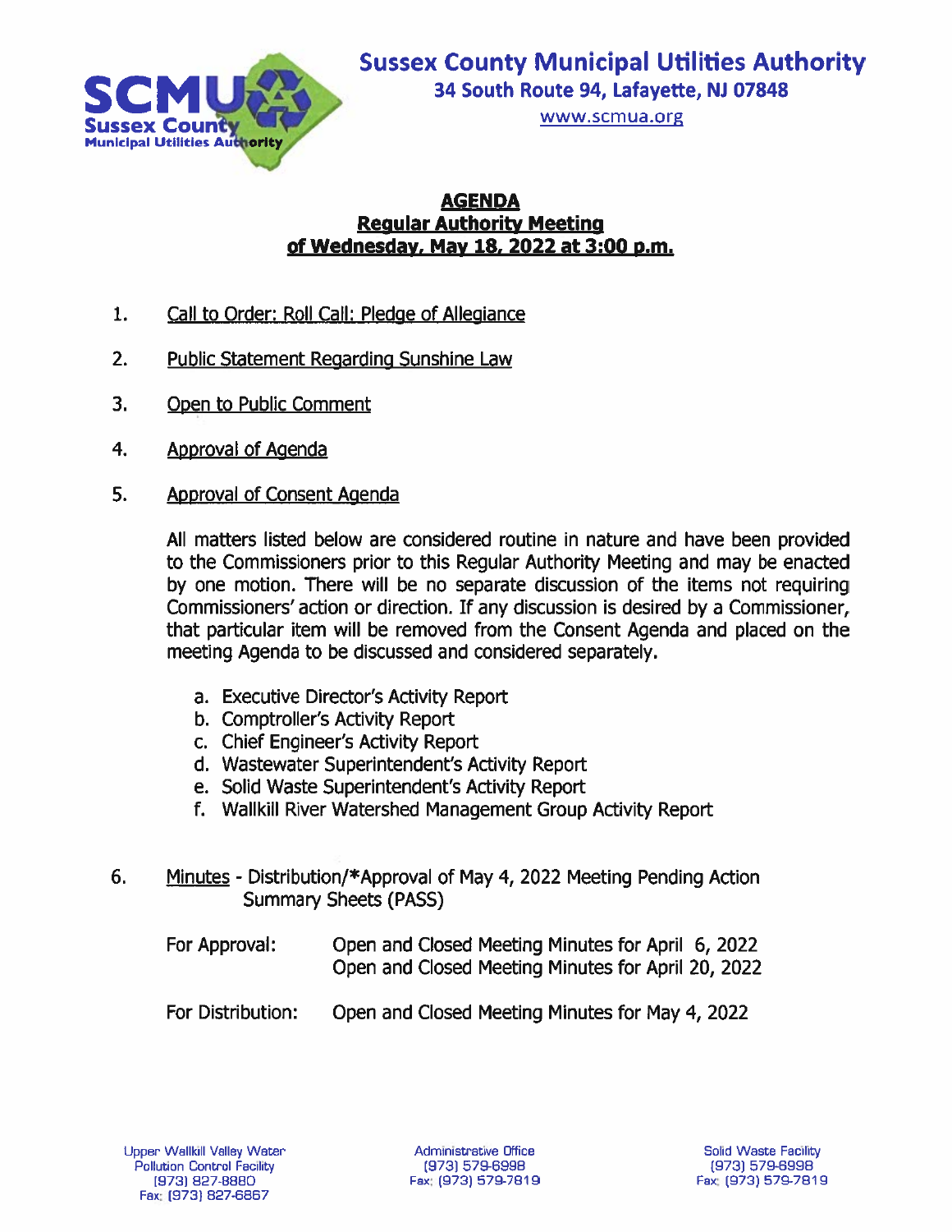# Sussex County Municipal Utilities Authority

**34 South Route 94, Lafayette, NJ 07848**

www.scmua.org

## AGENDA
## Regular Authority Meeting
## of Wednesday, May 18, 2022 at 3:00 p.m.

1. Call to Order: Roll Call: Pledge of Allegiance

2. Public Statement Regarding Sunshine Law

3. Open to Public Comment

4. Approval of Agenda

5. Approval of Consent Agenda

   All matters listed below are considered routine in nature and have been provided to the Commissioners prior to this Regular Authority Meeting and may be enacted by one motion. There will be no separate discussion of the items not requiring Commissioners' action or direction. If any discussion is desired by a Commissioner, that particular item will be removed from the Consent Agenda and placed on the meeting Agenda to be discussed and considered separately.

   a. Executive Director's Activity Report
   b. Comptroller's Activity Report
   c. Chief Engineer's Activity Report
   d. Wastewater Superintendent's Activity Report
   e. Solid Waste Superintendent's Activity Report
   f. Wallkill River Watershed Management Group Activity Report

6. Minutes - Distribution/*Approval of May 4, 2022 Meeting Pending Action Summary Sheets (PASS)

   For Approval: Open and Closed Meeting Minutes for April 6, 2022
   Open and Closed Meeting Minutes for April 20, 2022

   For Distribution: Open and Closed Meeting Minutes for May 4, 2022

Upper Wallkill Valley Water Pollution Control Facility
(973) 827-8880
Fax: (973) 827-6867

Administrative Office
(973) 579-6998
Fax: (973) 579-7819

Solid Waste Facility
(973) 579-6998
Fax: (973) 579-7819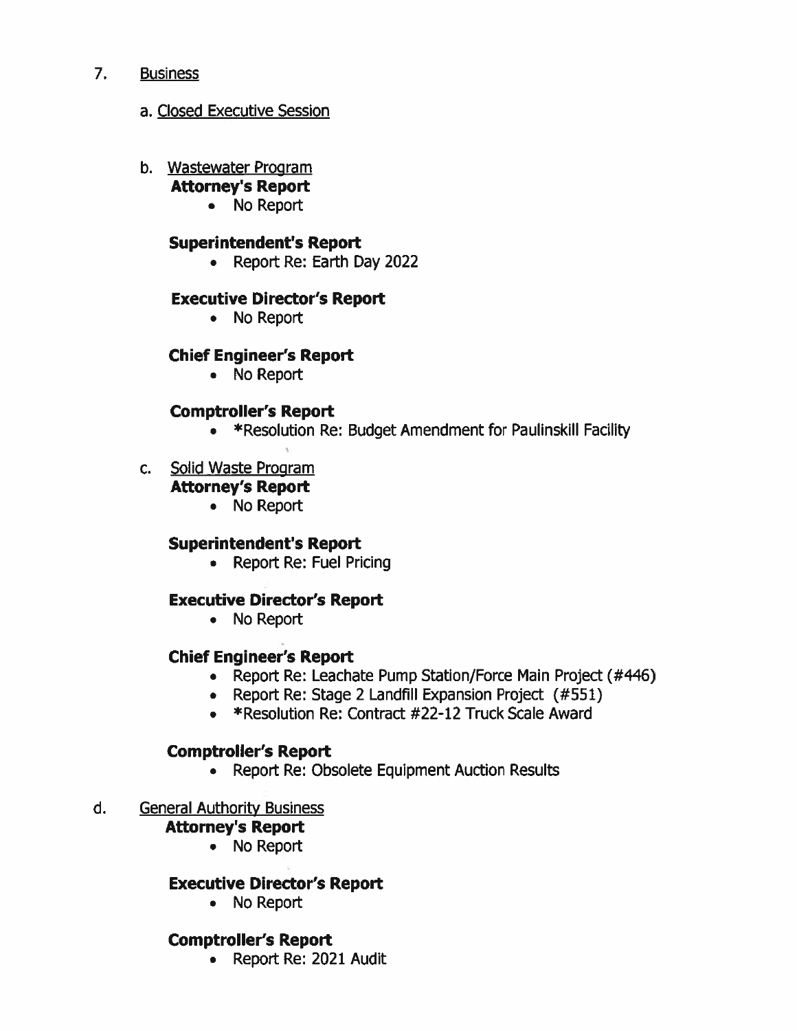7. Business

   a. Closed Executive Session

   b. Wastewater Program

      **Attorney's Report**
      - No Report

      **Superintendent's Report**
      - Report Re: Earth Day 2022

      **Executive Director's Report**
      - No Report

      **Chief Engineer's Report**
      - No Report

      **Comptroller's Report**
      - *Resolution Re: Budget Amendment for Paulinskill Facility

   c. Solid Waste Program

      **Attorney's Report**
      - No Report

      **Superintendent's Report**
      - Report Re: Fuel Pricing

      **Executive Director's Report**
      - No Report

      **Chief Engineer's Report**
      - Report Re: Leachate Pump Station/Force Main Project (#446)
      - Report Re: Stage 2 Landfill Expansion Project (#551)
      - *Resolution Re: Contract #22-12 Truck Scale Award

      **Comptroller's Report**
      - Report Re: Obsolete Equipment Auction Results

   d. General Authority Business

      **Attorney's Report**
      - No Report

      **Executive Director's Report**
      - No Report

      **Comptroller's Report**
      - Report Re: 2021 Audit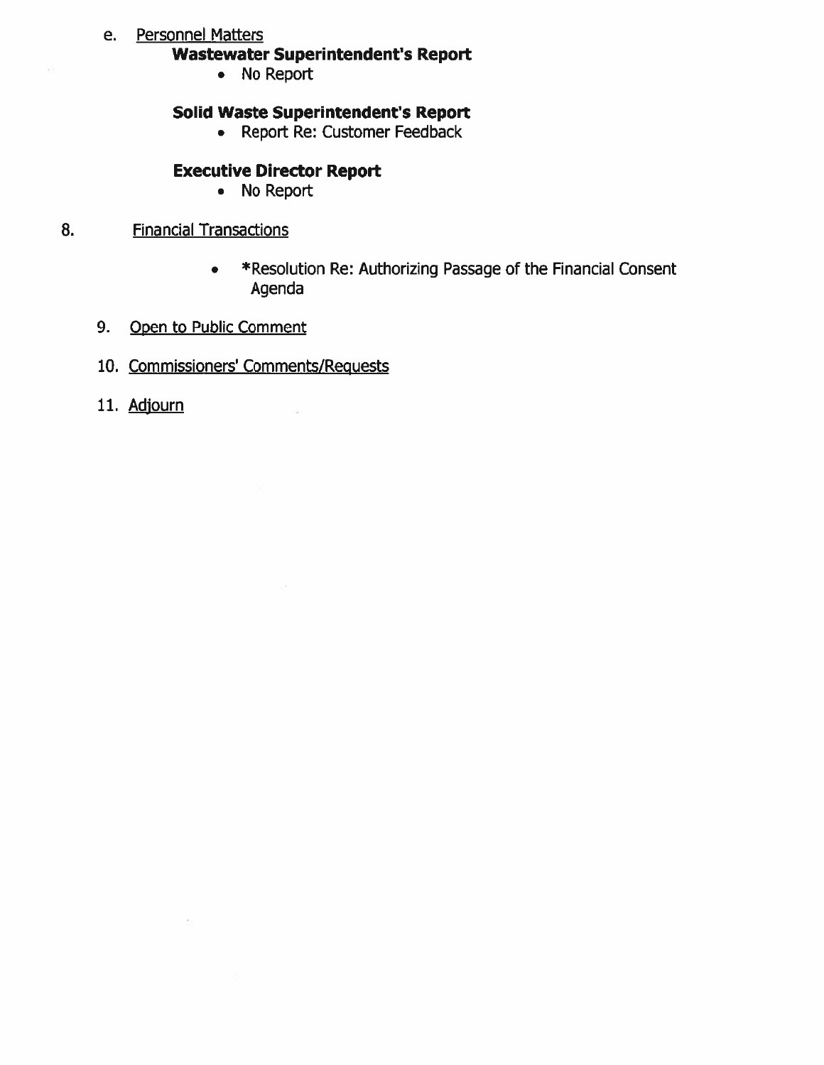e. Personnel Matters

**Wastewater Superintendent's Report**

- No Report

**Solid Waste Superintendent's Report**

- Report Re: Customer Feedback

**Executive Director Report**

- No Report

8. Financial Transactions

   - *Resolution Re: Authorizing Passage of the Financial Consent Agenda

9. Open to Public Comment

10. Commissioners' Comments/Requests

11. Adjourn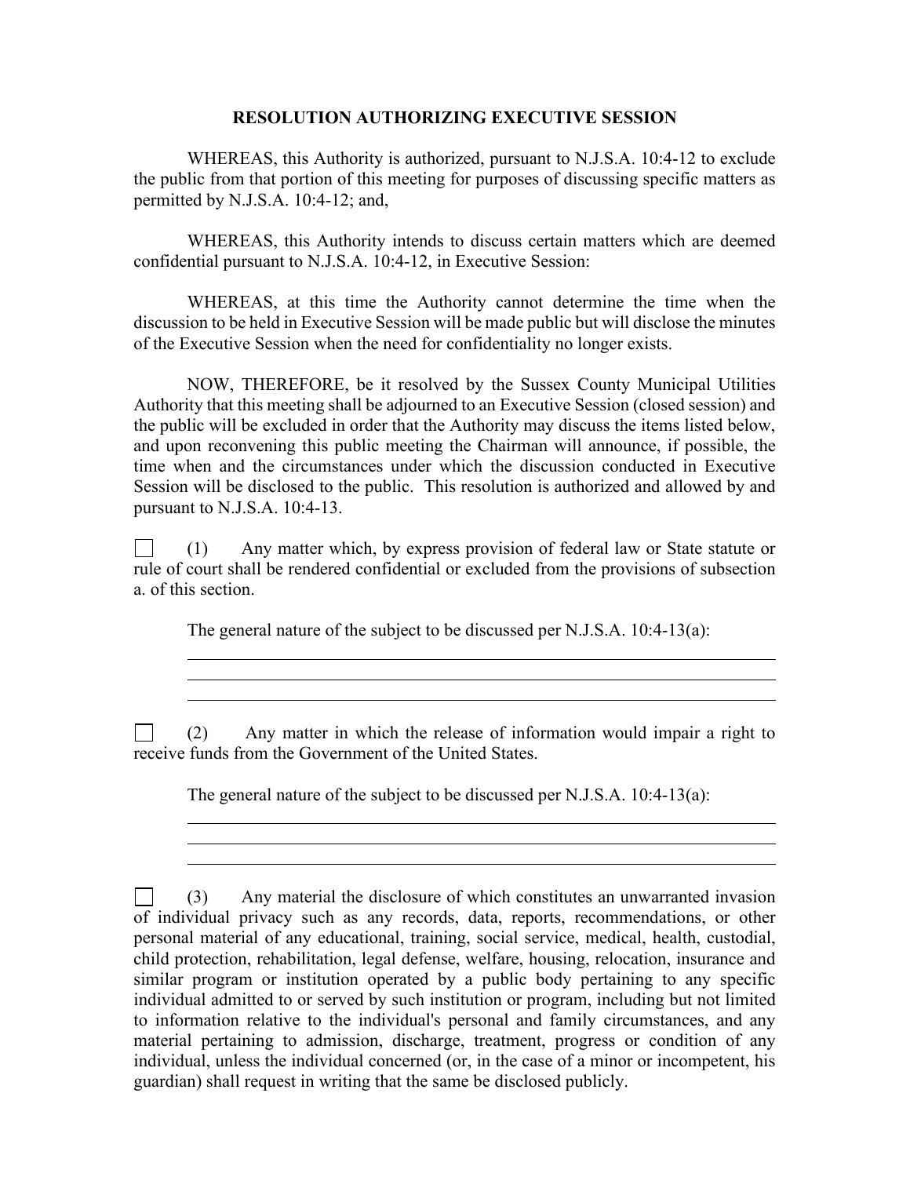## RESOLUTION AUTHORIZING EXECUTIVE SESSION

WHEREAS, this Authority is authorized, pursuant to N.J.S.A. 10:4-12 to exclude the public from that portion of this meeting for purposes of discussing specific matters as permitted by N.J.S.A. 10:4-12; and,

WHEREAS, this Authority intends to discuss certain matters which are deemed confidential pursuant to N.J.S.A. 10:4-12, in Executive Session:

WHEREAS, at this time the Authority cannot determine the time when the discussion to be held in Executive Session will be made public but will disclose the minutes of the Executive Session when the need for confidentiality no longer exists.

NOW, THEREFORE, be it resolved by the Sussex County Municipal Utilities Authority that this meeting shall be adjourned to an Executive Session (closed session) and the public will be excluded in order that the Authority may discuss the items listed below, and upon reconvening this public meeting the Chairman will announce, if possible, the time when and the circumstances under which the discussion conducted in Executive Session will be disclosed to the public. This resolution is authorized and allowed by and pursuant to N.J.S.A. 10:4-13.

☐ (1) Any matter which, by express provision of federal law or State statute or rule of court shall be rendered confidential or excluded from the provisions of subsection a. of this section.

The general nature of the subject to be discussed per N.J.S.A. 10:4-13(a):

______________________________________________________________

______________________________________________________________

______________________________________________________________

☐ (2) Any matter in which the release of information would impair a right to receive funds from the Government of the United States.

The general nature of the subject to be discussed per N.J.S.A. 10:4-13(a):

______________________________________________________________

______________________________________________________________

______________________________________________________________

☐ (3) Any material the disclosure of which constitutes an unwarranted invasion of individual privacy such as any records, data, reports, recommendations, or other personal material of any educational, training, social service, medical, health, custodial, child protection, rehabilitation, legal defense, welfare, housing, relocation, insurance and similar program or institution operated by a public body pertaining to any specific individual admitted to or served by such institution or program, including but not limited to information relative to the individual's personal and family circumstances, and any material pertaining to admission, discharge, treatment, progress or condition of any individual, unless the individual concerned (or, in the case of a minor or incompetent, his guardian) shall request in writing that the same be disclosed publicly.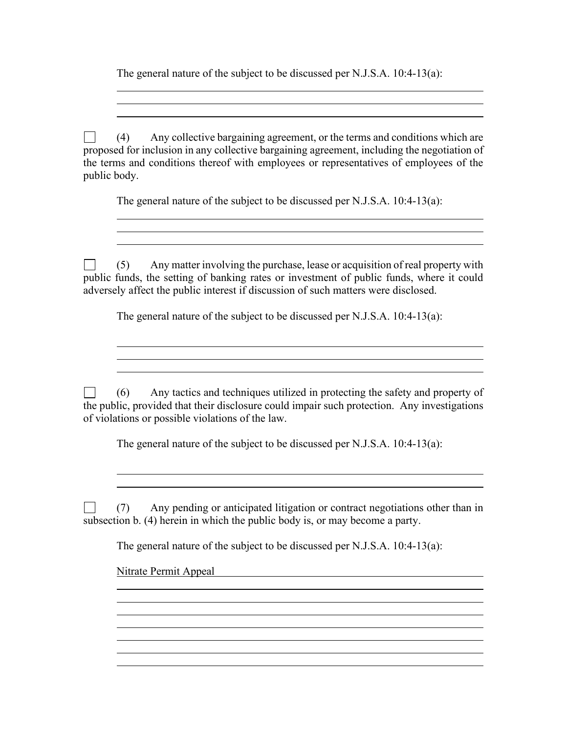The general nature of the subject to be discussed per N.J.S.A. 10:4-13(a):

☐ (4) Any collective bargaining agreement, or the terms and conditions which are proposed for inclusion in any collective bargaining agreement, including the negotiation of the terms and conditions thereof with employees or representatives of employees of the public body.

The general nature of the subject to be discussed per N.J.S.A. 10:4-13(a):

☐ (5) Any matter involving the purchase, lease or acquisition of real property with public funds, the setting of banking rates or investment of public funds, where it could adversely affect the public interest if discussion of such matters were disclosed.

The general nature of the subject to be discussed per N.J.S.A. 10:4-13(a):

☐ (6) Any tactics and techniques utilized in protecting the safety and property of the public, provided that their disclosure could impair such protection. Any investigations of violations or possible violations of the law.

The general nature of the subject to be discussed per N.J.S.A. 10:4-13(a):

☐ (7) Any pending or anticipated litigation or contract negotiations other than in subsection b. (4) herein in which the public body is, or may become a party.

The general nature of the subject to be discussed per N.J.S.A. 10:4-13(a):

Nitrate Permit Appeal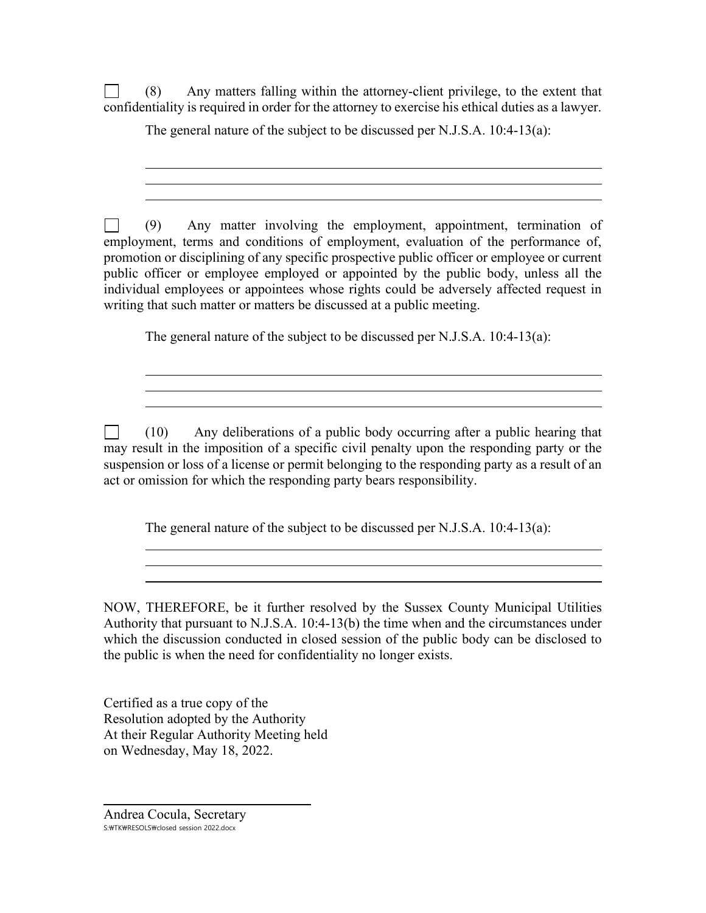☐ (8) Any matters falling within the attorney-client privilege, to the extent that confidentiality is required in order for the attorney to exercise his ethical duties as a lawyer.

The general nature of the subject to be discussed per N.J.S.A. 10:4-13(a):

___________________________________________________________

___________________________________________________________

___________________________________________________________

☐ (9) Any matter involving the employment, appointment, termination of employment, terms and conditions of employment, evaluation of the performance of, promotion or disciplining of any specific prospective public officer or employee or current public officer or employee employed or appointed by the public body, unless all the individual employees or appointees whose rights could be adversely affected request in writing that such matter or matters be discussed at a public meeting.

The general nature of the subject to be discussed per N.J.S.A. 10:4-13(a):

___________________________________________________________

___________________________________________________________

___________________________________________________________

☐ (10) Any deliberations of a public body occurring after a public hearing that may result in the imposition of a specific civil penalty upon the responding party or the suspension or loss of a license or permit belonging to the responding party as a result of an act or omission for which the responding party bears responsibility.

The general nature of the subject to be discussed per N.J.S.A. 10:4-13(a):

___________________________________________________________

___________________________________________________________

___________________________________________________________

NOW, THEREFORE, be it further resolved by the Sussex County Municipal Utilities Authority that pursuant to N.J.S.A. 10:4-13(b) the time when and the circumstances under which the discussion conducted in closed session of the public body can be disclosed to the public is when the need for confidentiality no longer exists.

Certified as a true copy of the
Resolution adopted by the Authority
At their Regular Authority Meeting held
on Wednesday, May 18, 2022.

___________________________________

Andrea Cocula, Secretary

S:\TK\RESOLS\closed session 2022.docx